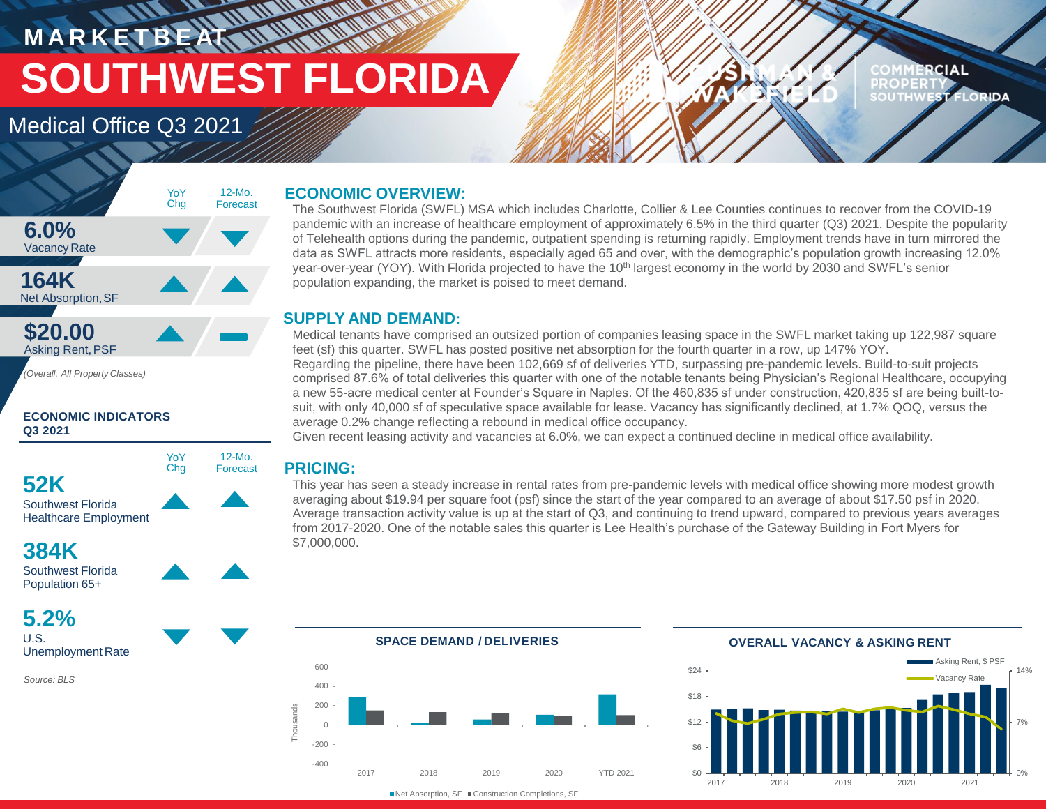# MARKETBEAT

# SOUTHWEST FLORIDA

## Medical Office Q3 2021

| | YoY Chg | 12-Mo. Forecast |
|---|---|---|
| **6.0%** Vacancy Rate | ▼ | ▼ |
| **164K** Net Absorption, SF | ▲ | ▲ |
| **$20.00** Asking Rent, PSF | ▲ | ▬ |

*(Overall, All Property Classes)*

### ECONOMIC INDICATORS Q3 2021

| | YoY Chg | 12-Mo. Forecast |
|---|---|---|
| **52K** Southwest Florida Healthcare Employment | ▲ | ▲ |
| **384K** Southwest Florida Population 65+ | ▲ | ▲ |
| **5.2%** U.S. Unemployment Rate | ▼ | ▼ |

*Source: BLS*

## ECONOMIC OVERVIEW:

The Southwest Florida (SWFL) MSA which includes Charlotte, Collier & Lee Counties continues to recover from the COVID-19 pandemic with an increase of healthcare employment of approximately 6.5% in the third quarter (Q3) 2021. Despite the popularity of Telehealth options during the pandemic, outpatient spending is returning rapidly. Employment trends have in turn mirrored the data as SWFL attracts more residents, especially aged 65 and over, with the demographic's population growth increasing 12.0% year-over-year (YOY). With Florida projected to have the 10th largest economy in the world by 2030 and SWFL's senior population expanding, the market is poised to meet demand.

## SUPPLY AND DEMAND:

Medical tenants have comprised an outsized portion of companies leasing space in the SWFL market taking up 122,987 square feet (sf) this quarter. SWFL has posted positive net absorption for the fourth quarter in a row, up 147% YOY.

Regarding the pipeline, there have been 102,669 sf of deliveries YTD, surpassing pre-pandemic levels. Build-to-suit projects comprised 87.6% of total deliveries this quarter with one of the notable tenants being Physician's Regional Healthcare, occupying a new 55-acre medical center at Founder's Square in Naples. Of the 460,835 sf under construction, 420,835 sf are being built-to-suit, with only 40,000 sf of speculative space available for lease. Vacancy has significantly declined, at 1.7% QOQ, versus the average 0.2% change reflecting a rebound in medical office occupancy.

Given recent leasing activity and vacancies at 6.0%, we can expect a continued decline in medical office availability.

## PRICING:

This year has seen a steady increase in rental rates from pre-pandemic levels with medical office showing more modest growth averaging about $19.94 per square foot (psf) since the start of the year compared to an average of about $17.50 psf in 2020. Average transaction activity value is up at the start of Q3, and continuing to trend upward, compared to previous years averages from 2017-2020. One of the notable sales this quarter is Lee Health's purchase of the Gateway Building in Fort Myers for $7,000,000.

### SPACE DEMAND / DELIVERIES

■ Net Absorption, SF ■ Construction Completions, SF

### OVERALL VACANCY & ASKING RENT

Asking Rent, $ PSF — Vacancy Rate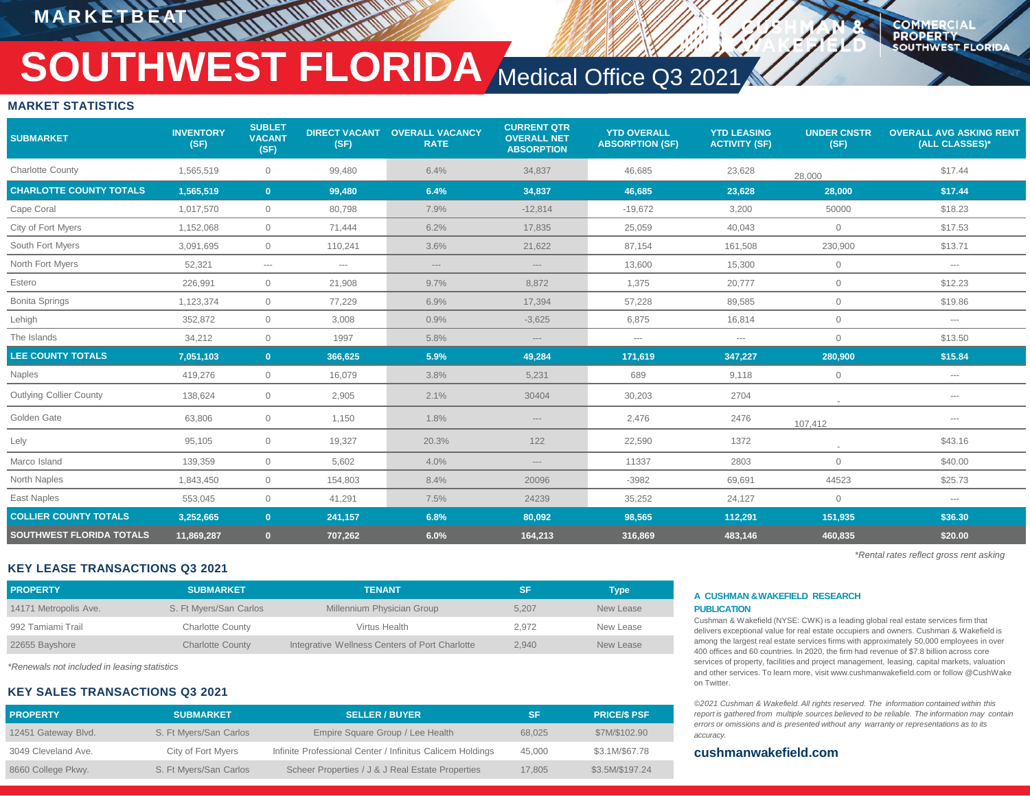# SOUTHWEST FLORIDA Medical Office Q3 2021

MARKETBEAT

## MARKET STATISTICS

| SUBMARKET | INVENTORY (SF) | SUBLET VACANT (SF) | DIRECT VACANT (SF) | OVERALL VACANCY RATE | CURRENT QTR OVERALL NET ABSORPTION | YTD OVERALL ABSORPTION (SF) | YTD LEASING ACTIVITY (SF) | UNDER CNSTR (SF) | OVERALL AVG ASKING RENT (ALL CLASSES)* |
|---|---|---|---|---|---|---|---|---|---|
| Charlotte County | 1,565,519 | 0 | 99,480 | 6.4% | 34,837 | 46,685 | 23,628 | 28,000 | $17.44 |
| **CHARLOTTE COUNTY TOTALS** | **1,565,519** | **0** | **99,480** | **6.4%** | **34,837** | **46,685** | **23,628** | **28,000** | **$17.44** |
| Cape Coral | 1,017,570 | 0 | 80,798 | 7.9% | -12,814 | -19,672 | 3,200 | 50000 | $18.23 |
| City of Fort Myers | 1,152,068 | 0 | 71,444 | 6.2% | 17,835 | 25,059 | 40,043 | 0 | $17.53 |
| South Fort Myers | 3,091,695 | 0 | 110,241 | 3.6% | 21,622 | 87,154 | 161,508 | 230,900 | $13.71 |
| North Fort Myers | 52,321 | --- | --- | --- | --- | 13,600 | 15,300 | 0 | --- |
| Estero | 226,991 | 0 | 21,908 | 9.7% | 8,872 | 1,375 | 20,777 | 0 | $12.23 |
| Bonita Springs | 1,123,374 | 0 | 77,229 | 6.9% | 17,394 | 57,228 | 89,585 | 0 | $19.86 |
| Lehigh | 352,872 | 0 | 3,008 | 0.9% | -3,625 | 6,875 | 16,814 | 0 | --- |
| The Islands | 34,212 | 0 | 1997 | 5.8% | --- | --- | --- | 0 | $13.50 |
| **LEE COUNTY TOTALS** | **7,051,103** | **0** | **366,625** | **5.9%** | **49,284** | **171,619** | **347,227** | **280,900** | **$15.84** |
| Naples | 419,276 | 0 | 16,079 | 3.8% | 5,231 | 689 | 9,118 | 0 | --- |
| Outlying Collier County | 138,624 | 0 | 2,905 | 2.1% | 30404 | 30,203 | 2704 | - | --- |
| Golden Gate | 63,806 | 0 | 1,150 | 1.8% | --- | 2,476 | 2476 | 107,412 | --- |
| Lely | 95,105 | 0 | 19,327 | 20.3% | 122 | 22,590 | 1372 | - | $43.16 |
| Marco Island | 139,359 | 0 | 5,602 | 4.0% | --- | 11337 | 2803 | 0 | $40.00 |
| North Naples | 1,843,450 | 0 | 154,803 | 8.4% | 20096 | -3982 | 69,691 | 44523 | $25.73 |
| East Naples | 553,045 | 0 | 41,291 | 7.5% | 24239 | 35,252 | 24,127 | 0 | --- |
| **COLLIER COUNTY TOTALS** | **3,252,665** | **0** | **241,157** | **6.8%** | **80,092** | **98,565** | **112,291** | **151,935** | **$36.30** |
| **SOUTHWEST FLORIDA TOTALS** | **11,869,287** | **0** | **707,262** | **6.0%** | **164,213** | **316,869** | **483,146** | **460,835** | **$20.00** |

*Rental rates reflect gross rent asking

## KEY LEASE TRANSACTIONS Q3 2021

| PROPERTY | SUBMARKET | TENANT | SF | Type |
|---|---|---|---|---|
| 14171 Metropolis Ave. | S. Ft Myers/San Carlos | Millennium Physician Group | 5,207 | New Lease |
| 992 Tamiami Trail | Charlotte County | Virtus Health | 2,972 | New Lease |
| 22655 Bayshore | Charlotte County | Integrative Wellness Centers of Port Charlotte | 2,940 | New Lease |

*Renewals not included in leasing statistics

## KEY SALES TRANSACTIONS Q3 2021

| PROPERTY | SUBMARKET | SELLER / BUYER | SF | PRICE/$ PSF |
|---|---|---|---|---|
| 12451 Gateway Blvd. | S. Ft Myers/San Carlos | Empire Square Group / Lee Health | 68,025 | $7M/$102.90 |
| 3049 Cleveland Ave. | City of Fort Myers | Infinite Professional Center / Infinitus Calicem Holdings | 45,000 | $3.1M/$67.78 |
| 8660 College Pkwy. | S. Ft Myers/San Carlos | Scheer Properties / J & J Real Estate Properties | 17,805 | $3.5M/$197.24 |

### A CUSHMAN & WAKEFIELD RESEARCH PUBLICATION

Cushman & Wakefield (NYSE: CWK) is a leading global real estate services firm that delivers exceptional value for real estate occupiers and owners. Cushman & Wakefield is among the largest real estate services firms with approximately 50,000 employees in over 400 offices and 60 countries. In 2020, the firm had revenue of $7.8 billion across core services of property, facilities and project management, leasing, capital markets, valuation and other services. To learn more, visit www.cushmanwakefield.com or follow @CushWake on Twitter.

*©2021 Cushman & Wakefield. All rights reserved. The information contained within this report is gathered from multiple sources believed to be reliable. The information may contain errors or omissions and is presented without any warranty or representations as to its accuracy.*

**cushmanwakefield.com**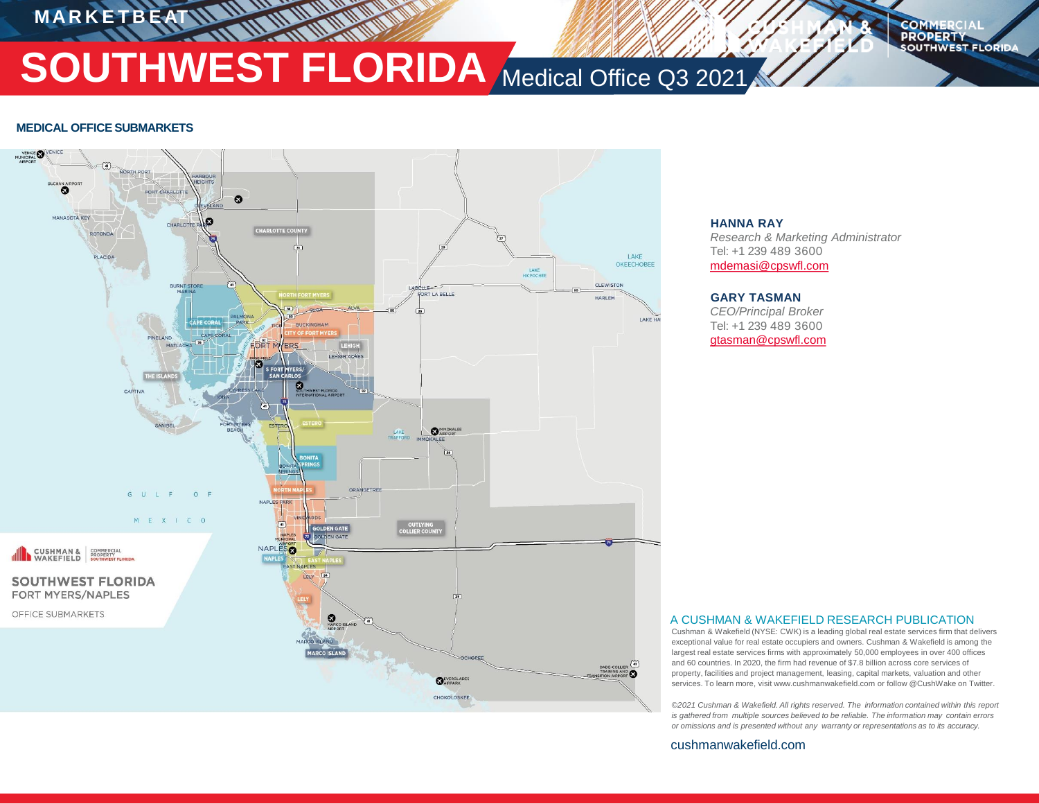# SOUTHWEST FLORIDA Medical Office Q3 2021

MARKETBEAT

## MEDICAL OFFICE SUBMARKETS

SOUTHWEST FLORIDA
FORT MYERS/NAPLES

OFFICE SUBMARKETS

**HANNA RAY**
*Research & Marketing Administrator*
Tel: +1 239 489 3600
mdemasi@cpswfl.com

**GARY TASMAN**
*CEO/Principal Broker*
Tel: +1 239 489 3600
gtasman@cpswfl.com

A CUSHMAN & WAKEFIELD RESEARCH PUBLICATION

Cushman & Wakefield (NYSE: CWK) is a leading global real estate services firm that delivers exceptional value for real estate occupiers and owners. Cushman & Wakefield is among the largest real estate services firms with approximately 50,000 employees in over 400 offices and 60 countries. In 2020, the firm had revenue of $7.8 billion across core services of property, facilities and project management, leasing, capital markets, valuation and other services. To learn more, visit www.cushmanwakefield.com or follow @CushWake on Twitter.

*©2021 Cushman & Wakefield. All rights reserved. The information contained within this report is gathered from multiple sources believed to be reliable. The information may contain errors or omissions and is presented without any warranty or representations as to its accuracy.*

cushmanwakefield.com